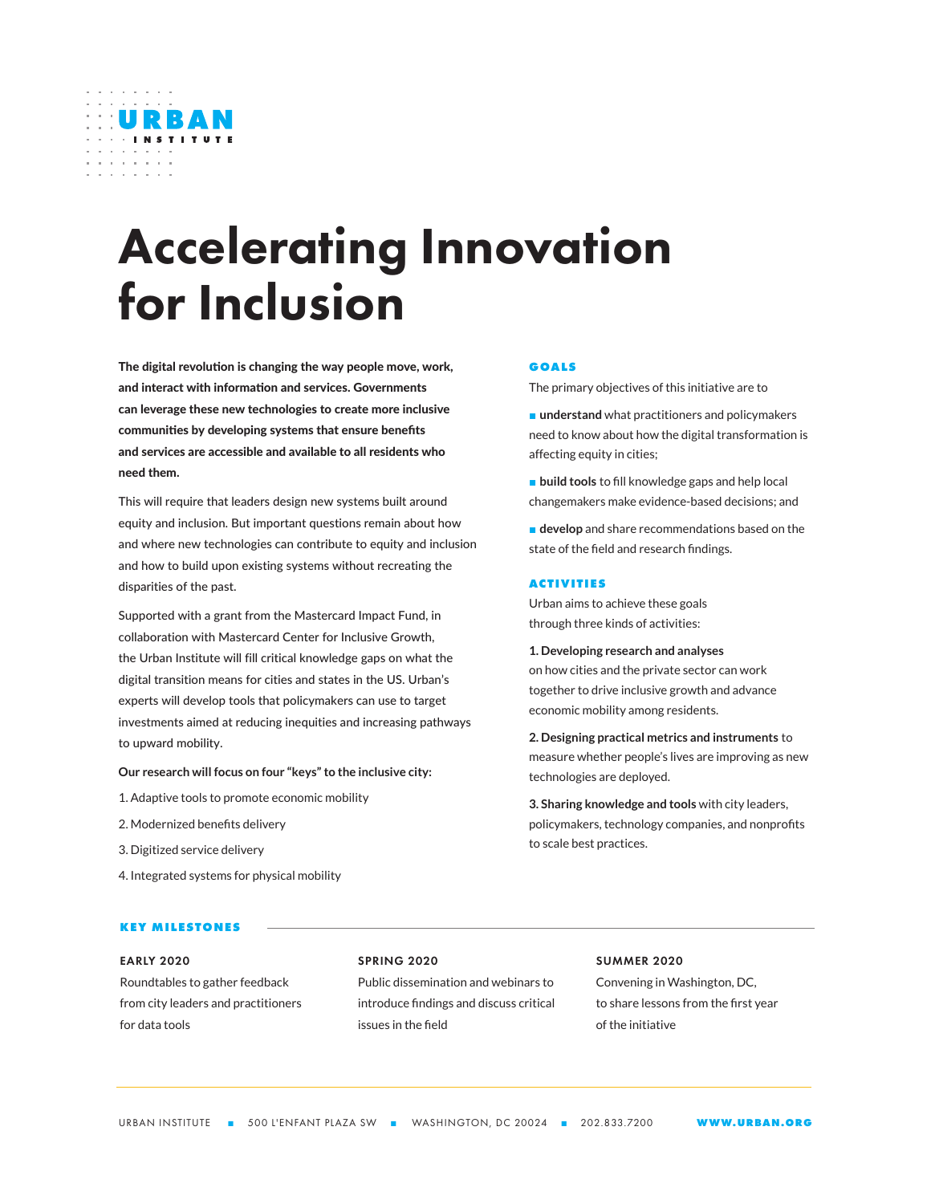URBAN INSTITUTE

# Accelerating Innovation for Inclusion

**The digital revolution is changing the way people move, work, and interact with information and services. Governments can leverage these new technologies to create more inclusive communities by developing systems that ensure benefits and services are accessible and available to all residents who need them.**

This will require that leaders design new systems built around equity and inclusion. But important questions remain about how and where new technologies can contribute to equity and inclusion and how to build upon existing systems without recreating the disparities of the past.

Supported with a grant from the Mastercard Impact Fund, in collaboration with Mastercard Center for Inclusive Growth, the Urban Institute will fill critical knowledge gaps on what the digital transition means for cities and states in the US. Urban's experts will develop tools that policymakers can use to target investments aimed at reducing inequities and increasing pathways to upward mobility.

**Our research will focus on four "keys" to the inclusive city:**

1. Adaptive tools to promote economic mobility
2. Modernized benefits delivery
3. Digitized service delivery
4. Integrated systems for physical mobility

## GOALS

The primary objectives of this initiative are to

- **understand** what practitioners and policymakers need to know about how the digital transformation is affecting equity in cities;
- **build tools** to fill knowledge gaps and help local changemakers make evidence-based decisions; and
- **develop** and share recommendations based on the state of the field and research findings.

## ACTIVITIES

Urban aims to achieve these goals through three kinds of activities:

**1. Developing research and analyses** on how cities and the private sector can work together to drive inclusive growth and advance economic mobility among residents.

**2. Designing practical metrics and instruments** to measure whether people's lives are improving as new technologies are deployed.

**3. Sharing knowledge and tools** with city leaders, policymakers, technology companies, and nonprofits to scale best practices.

## KEY MILESTONES

**EARLY 2020**
Roundtables to gather feedback from city leaders and practitioners for data tools

**SPRING 2020**
Public dissemination and webinars to introduce findings and discuss critical issues in the field

**SUMMER 2020**
Convening in Washington, DC, to share lessons from the first year of the initiative

URBAN INSTITUTE ■ 500 L'ENFANT PLAZA SW ■ WASHINGTON, DC 20024 ■ 202.833.7200 WWW.URBAN.ORG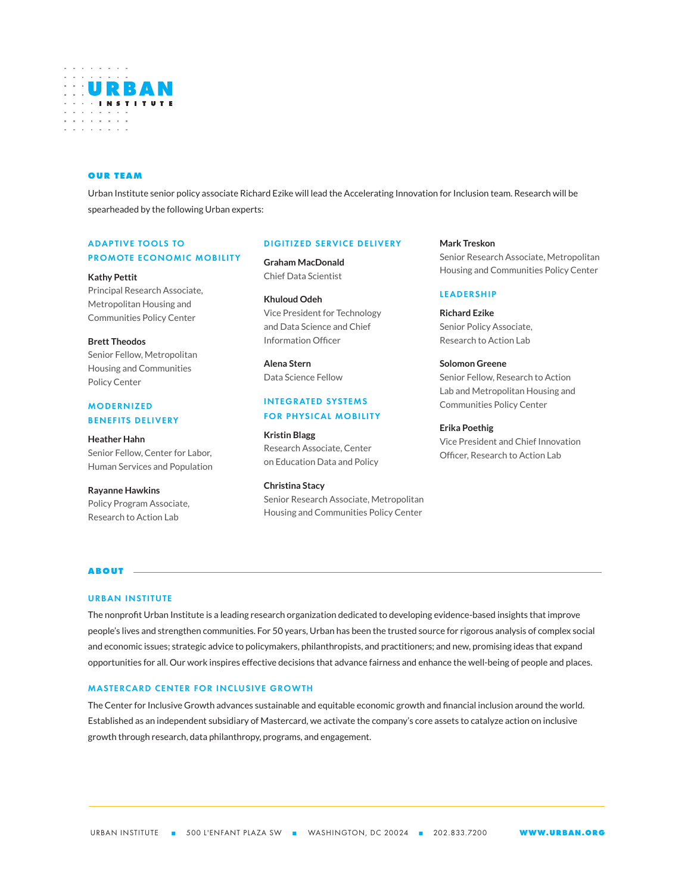## OUR TEAM

Urban Institute senior policy associate Richard Ezike will lead the Accelerating Innovation for Inclusion team. Research will be spearheaded by the following Urban experts:

### ADAPTIVE TOOLS TO PROMOTE ECONOMIC MOBILITY

**Kathy Pettit**
Principal Research Associate, Metropolitan Housing and Communities Policy Center

**Brett Theodos**
Senior Fellow, Metropolitan Housing and Communities Policy Center

### MODERNIZED BENEFITS DELIVERY

**Heather Hahn**
Senior Fellow, Center for Labor, Human Services and Population

**Rayanne Hawkins**
Policy Program Associate, Research to Action Lab

### DIGITIZED SERVICE DELIVERY

**Graham MacDonald**
Chief Data Scientist

**Khuloud Odeh**
Vice President for Technology and Data Science and Chief Information Officer

**Alena Stern**
Data Science Fellow

### INTEGRATED SYSTEMS FOR PHYSICAL MOBILITY

**Kristin Blagg**
Research Associate, Center on Education Data and Policy

**Christina Stacy**
Senior Research Associate, Metropolitan Housing and Communities Policy Center

**Mark Treskon**
Senior Research Associate, Metropolitan Housing and Communities Policy Center

### LEADERSHIP

**Richard Ezike**
Senior Policy Associate, Research to Action Lab

**Solomon Greene**
Senior Fellow, Research to Action Lab and Metropolitan Housing and Communities Policy Center

**Erika Poethig**
Vice President and Chief Innovation Officer, Research to Action Lab

## ABOUT

### URBAN INSTITUTE

The nonprofit Urban Institute is a leading research organization dedicated to developing evidence-based insights that improve people's lives and strengthen communities. For 50 years, Urban has been the trusted source for rigorous analysis of complex social and economic issues; strategic advice to policymakers, philanthropists, and practitioners; and new, promising ideas that expand opportunities for all. Our work inspires effective decisions that advance fairness and enhance the well-being of people and places.

### MASTERCARD CENTER FOR INCLUSIVE GROWTH

The Center for Inclusive Growth advances sustainable and equitable economic growth and financial inclusion around the world. Established as an independent subsidiary of Mastercard, we activate the company's core assets to catalyze action on inclusive growth through research, data philanthropy, programs, and engagement.

URBAN INSTITUTE ■ 500 L'ENFANT PLAZA SW ■ WASHINGTON, DC 20024 ■ 202.833.7200 WWW.URBAN.ORG